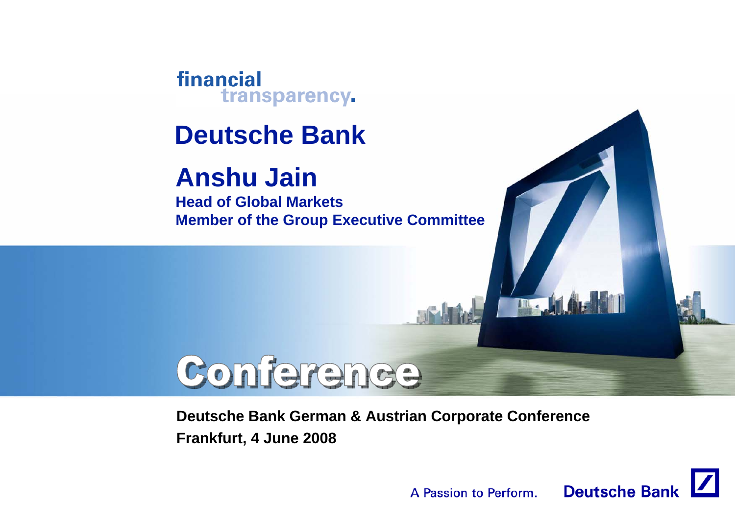financial transparency.

# Deutsche Bank

## Anshu Jain

**Head of Global Markets**
**Member of the Group Executive Committee**

Conference

**Deutsche Bank German & Austrian Corporate Conference**
**Frankfurt, 4 June 2008**

A Passion to Perform. Deutsche Bank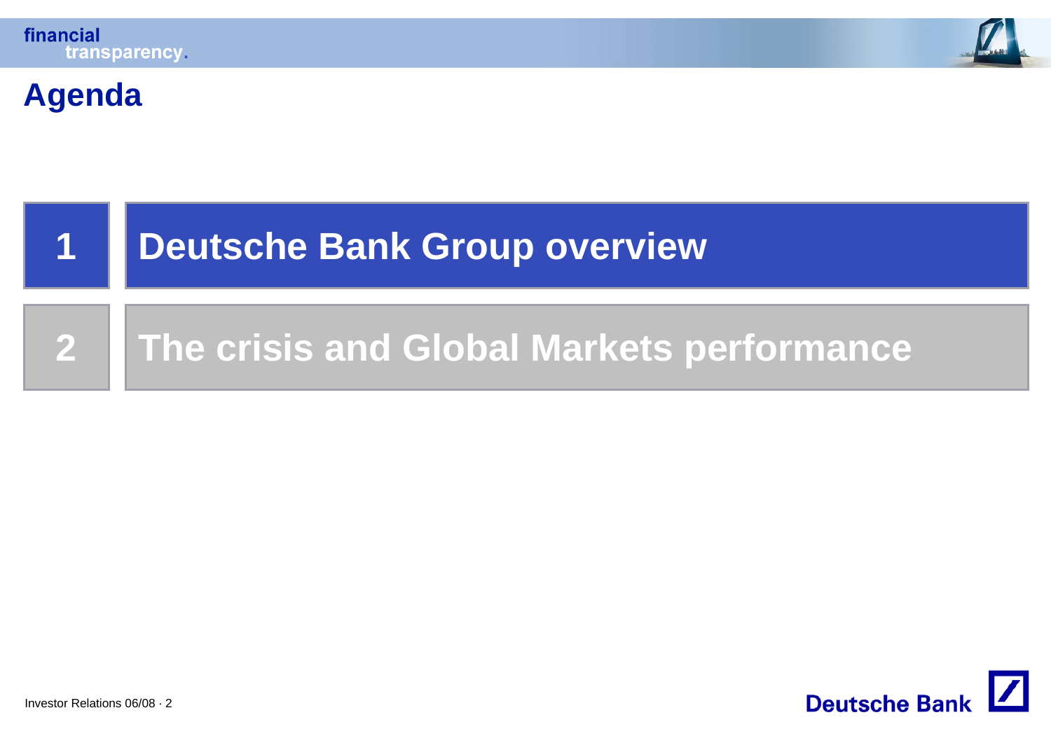# Agenda

1. Deutsche Bank Group overview
2. The crisis and Global Markets performance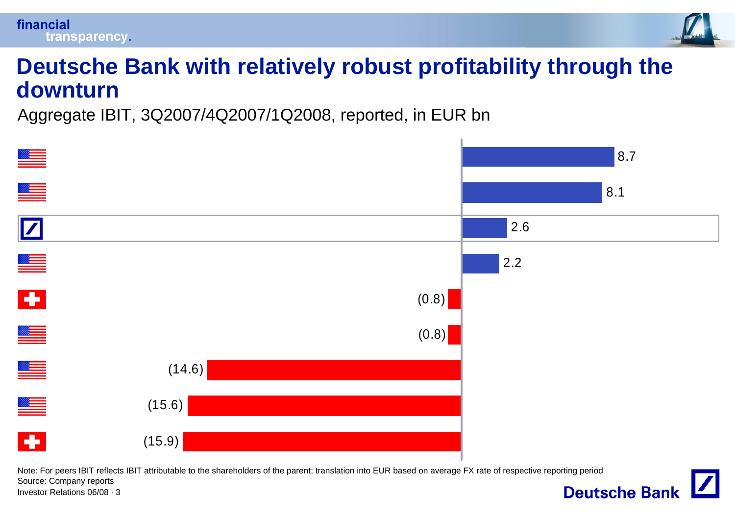# Deutsche Bank with relatively robust profitability through the downturn

Aggregate IBIT, 3Q2007/4Q2007/1Q2008, reported, in EUR bn

| Bank | IBIT |
|---|---|
| US | 8.7 |
| US | 8.1 |
| Deutsche Bank | 2.6 |
| US | 2.2 |
| Switzerland | (0.8) |
| US | (0.8) |
| US | (14.6) |
| US | (15.6) |
| Switzerland | (15.9) |

Note: For peers IBIT reflects IBIT attributable to the shareholders of the parent; translation into EUR based on average FX rate of respective reporting period

Source: Company reports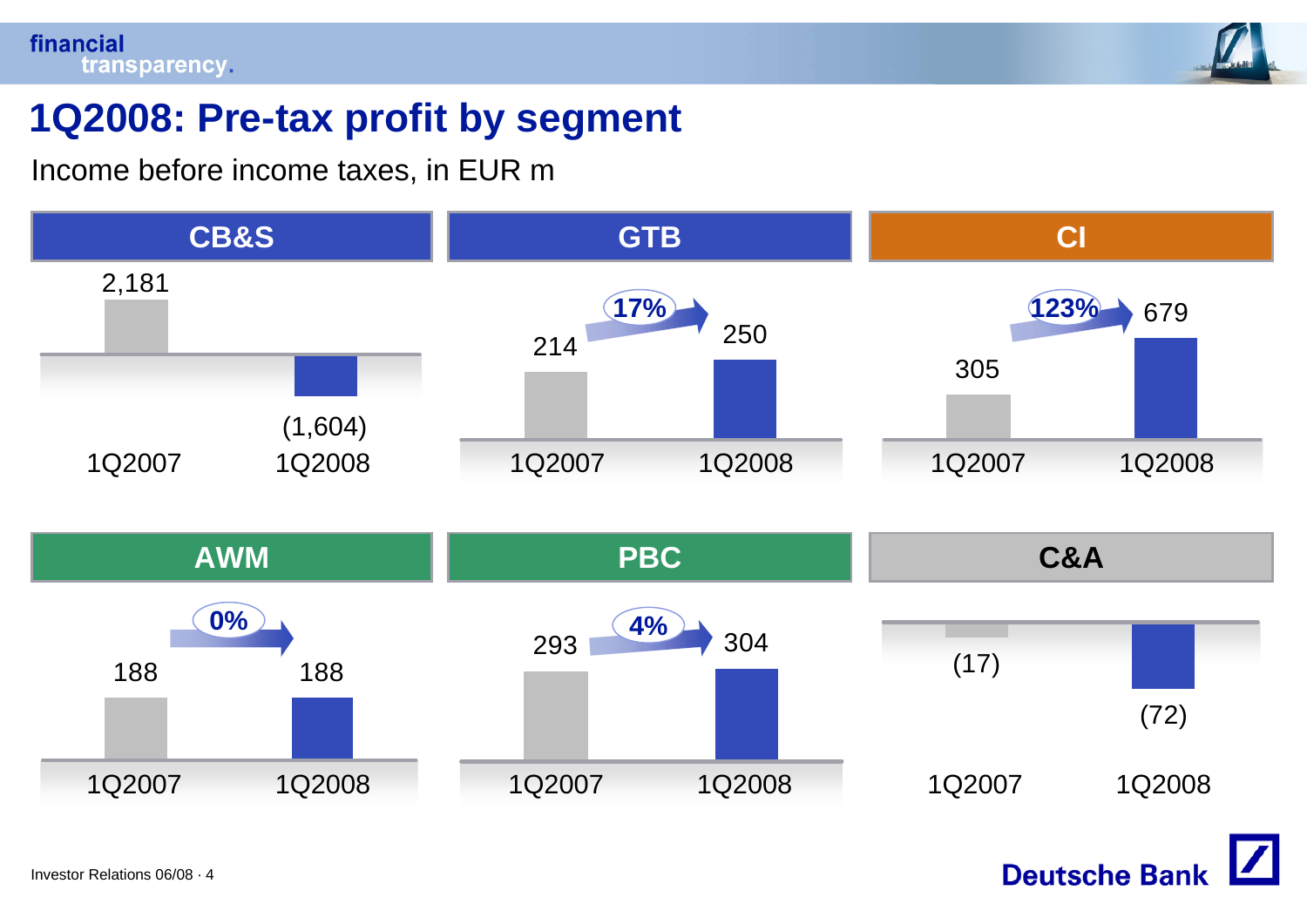# 1Q2008: Pre-tax profit by segment

Income before income taxes, in EUR m

| Segment | 1Q2007 | 1Q2008 | Change |
|---|---|---|---|
| CB&S | 2,181 | (1,604) | |
| GTB | 214 | 250 | 17% |
| CI | 305 | 679 | 123% |
| AWM | 188 | 188 | 0% |
| PBC | 293 | 304 | 4% |
| C&A | (17) | (72) | |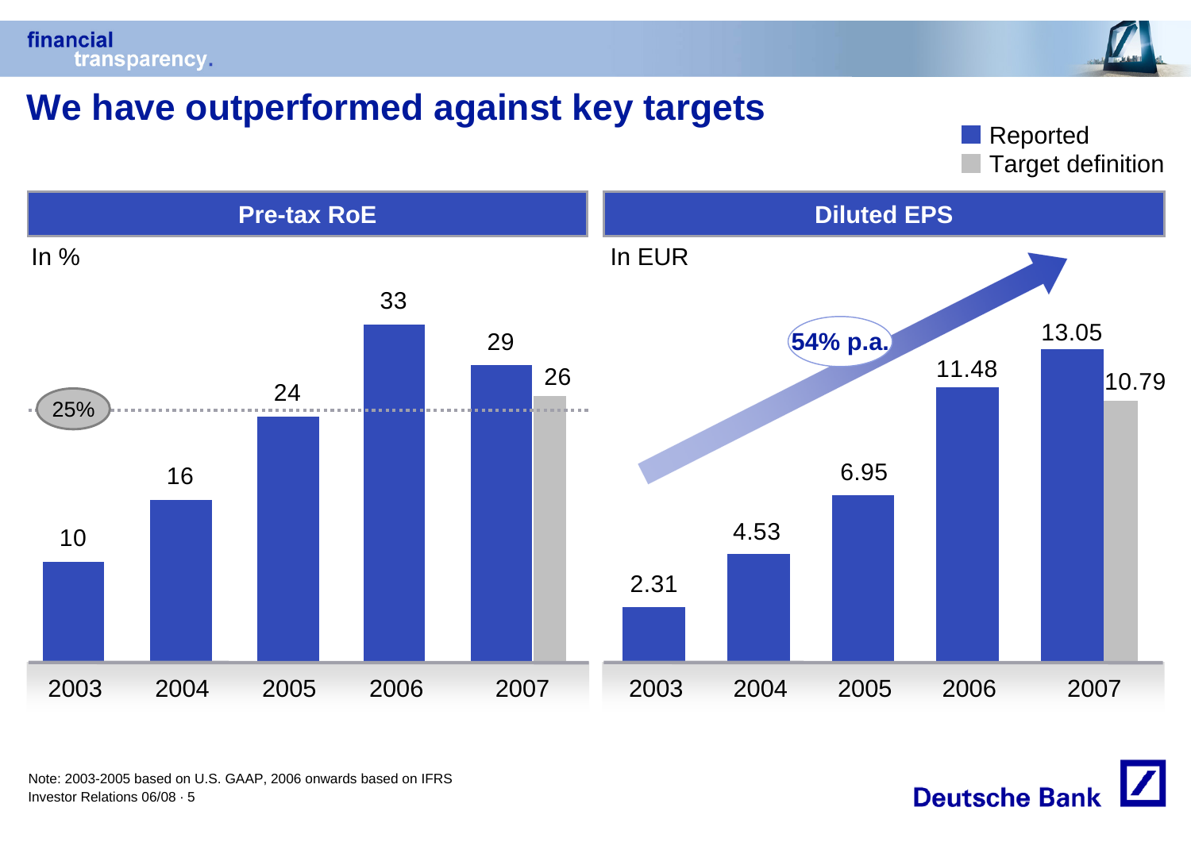# We have outperformed against key targets

Legend: Reported / Target definition

## Pre-tax RoE

In %

| Year | Reported | Target definition |
|---|---|---|
| 2003 | 10 | |
| 2004 | 16 | |
| 2005 | 24 | |
| 2006 | 33 | |
| 2007 | 29 | 26 |

Target: 25%

## Diluted EPS

In EUR

| Year | Reported | Target definition |
|---|---|---|
| 2003 | 2.31 | |
| 2004 | 4.53 | |
| 2005 | 6.95 | |
| 2006 | 11.48 | |
| 2007 | 13.05 | 10.79 |

54% p.a.

Note: 2003-2005 based on U.S. GAAP, 2006 onwards based on IFRS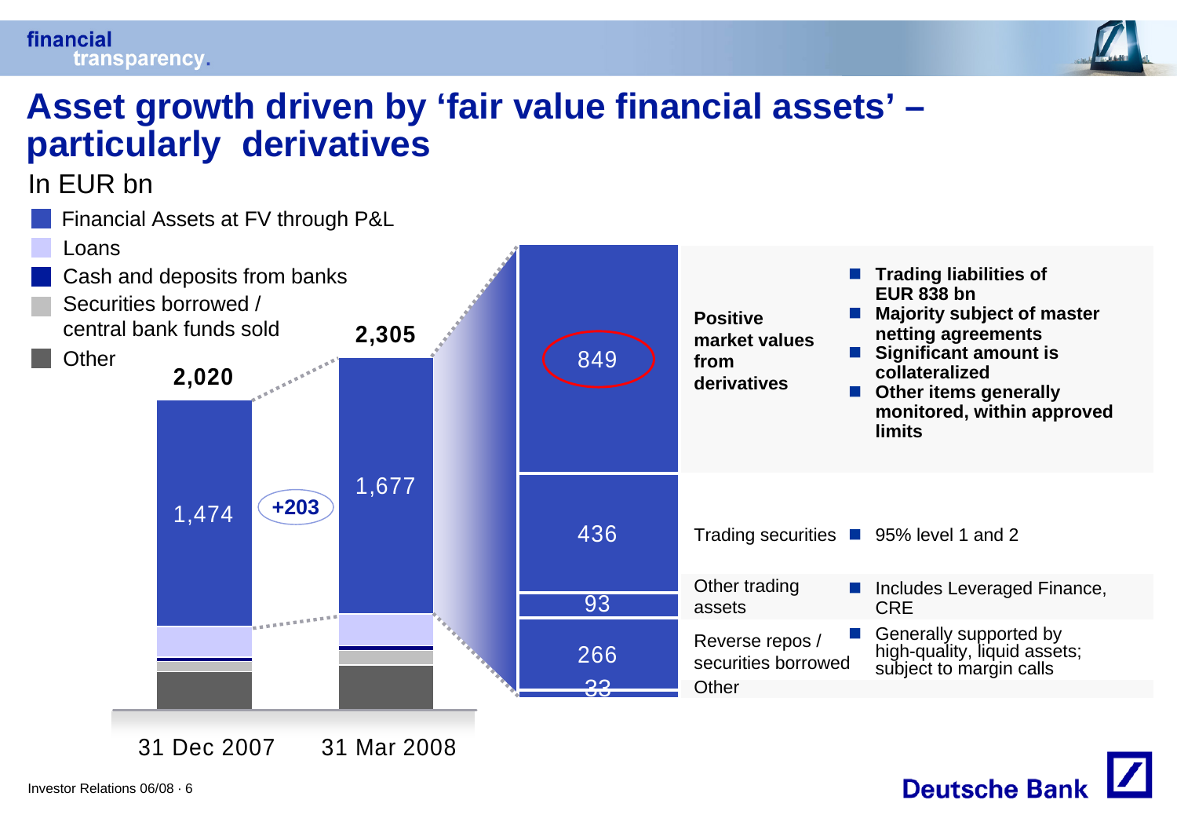# Asset growth driven by 'fair value financial assets' – particularly derivatives

In EUR bn

- Financial Assets at FV through P&L
- Loans
- Cash and deposits from banks
- Securities borrowed / central bank funds sold
- Other

| | 31 Dec 2007 | 31 Mar 2008 |
|---|---|---|
| Total | 2,020 | 2,305 |
| Financial Assets at FV through P&L | 1,474 | 1,677 |

+203

**Breakdown of Financial Assets at FV through P&L (31 Mar 2008):**

| Amount | Category | Comment |
|---|---|---|
| 849 | **Positive market values from derivatives** | **Trading liabilities of EUR 838 bn**; **Majority subject of master netting agreements**; **Significant amount is collateralized**; **Other items generally monitored, within approved limits** |
| 436 | Trading securities | 95% level 1 and 2 |
| 93 | Other trading assets | Includes Leveraged Finance, CRE |
| 266 | Reverse repos / securities borrowed | Generally supported by high-quality, liquid assets; subject to margin calls |
| 33 | Other | |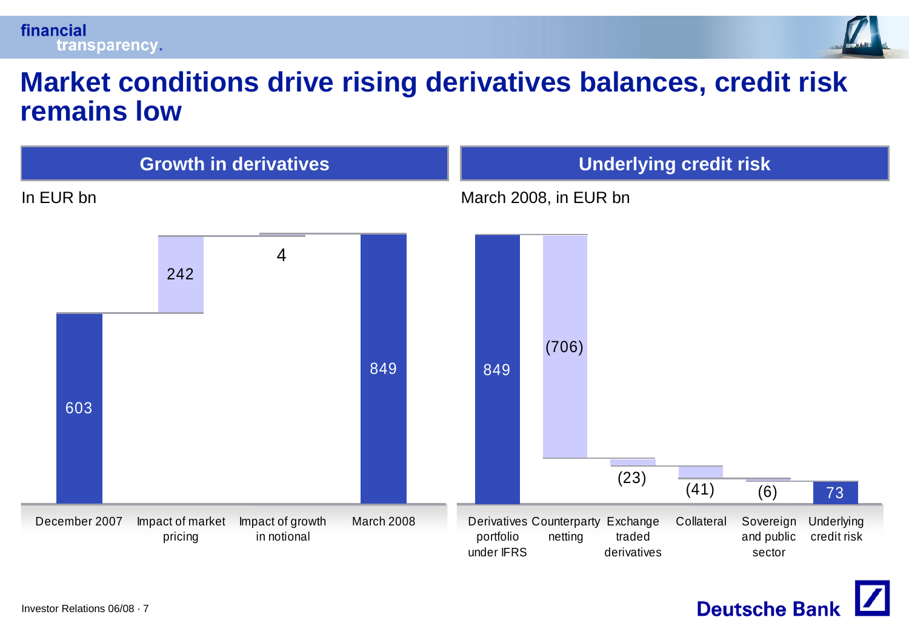# Market conditions drive rising derivatives balances, credit risk remains low

## Growth in derivatives

In EUR bn

| December 2007 | Impact of market pricing | Impact of growth in notional | March 2008 |
|---|---|---|---|
| 603 | 242 | 4 | 849 |

## Underlying credit risk

March 2008, in EUR bn

| Derivatives portfolio under IFRS | Counterparty netting | Exchange traded derivatives | Collateral | Sovereign and public sector | Underlying credit risk |
|---|---|---|---|---|---|
| 849 | (706) | (23) | (41) | (6) | 73 |

Investor Relations 06/08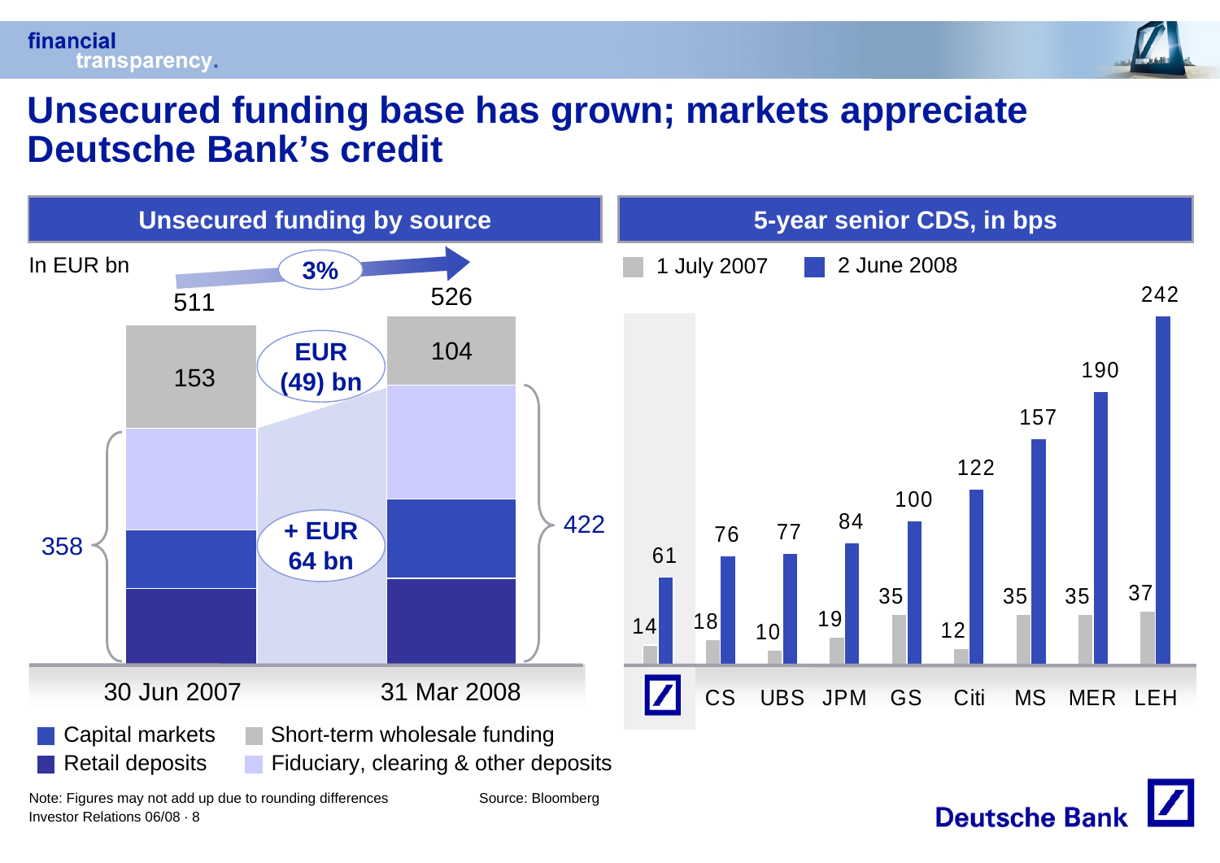# Unsecured funding base has grown; markets appreciate Deutsche Bank's credit

## Unsecured funding by source

In EUR bn

| | 30 Jun 2007 | 31 Mar 2008 |
|---|---|---|
| Total | 511 | 526 |
| Short-term wholesale funding | 153 | 104 |
| Capital markets, Retail deposits, Fiduciary, clearing & other deposits | 358 | 422 |

- Total growth: 3%
- Short-term wholesale funding: EUR (49) bn
- Capital markets, retail deposits, fiduciary, clearing & other deposits: + EUR 64 bn

Legend: Capital markets; Short-term wholesale funding; Retail deposits; Fiduciary, clearing & other deposits

## 5-year senior CDS, in bps

| | Deutsche Bank | CS | UBS | JPM | GS | Citi | MS | MER | LEH |
|---|---|---|---|---|---|---|---|---|---|
| 1 July 2007 | 14 | 18 | 10 | 19 | 35 | 12 | 35 | 35 | 37 |
| 2 June 2008 | 61 | 76 | 77 | 84 | 100 | 122 | 157 | 190 | 242 |

Note: Figures may not add up due to rounding differences

Source: Bloomberg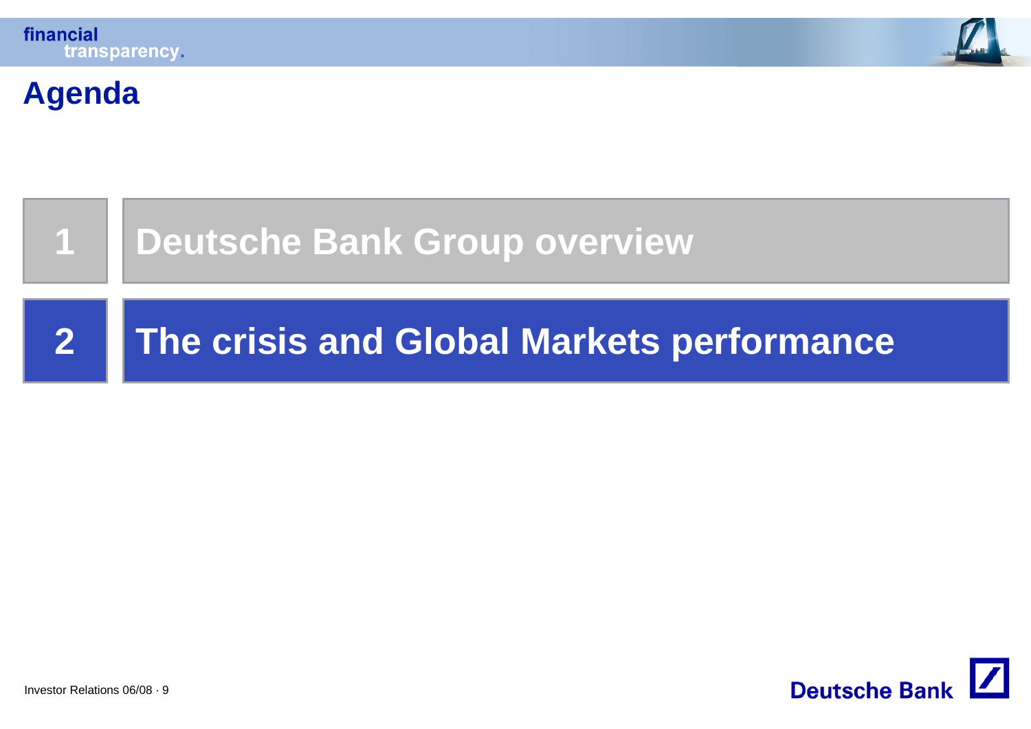# Agenda

1. Deutsche Bank Group overview
2. The crisis and Global Markets performance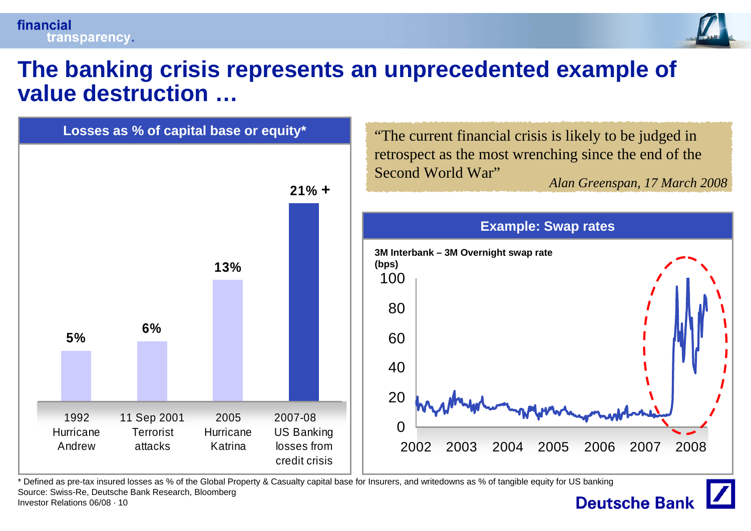# The banking crisis represents an unprecedented example of value destruction …

## Losses as % of capital base or equity*

| Event | Losses |
|---|---|
| 1992 Hurricane Andrew | 5% |
| 11 Sep 2001 Terrorist attacks | 6% |
| 2005 Hurricane Katrina | 13% |
| 2007-08 US Banking losses from credit crisis | 21% + |

"The current financial crisis is likely to be judged in retrospect as the most wrenching since the end of the Second World War"

*Alan Greenspan, 17 March 2008*

## Example: Swap rates

**3M Interbank – 3M Overnight swap rate (bps)**

Y-axis: 0, 20, 40, 60, 80, 100

X-axis: 2002, 2003, 2004, 2005, 2006, 2007, 2008

\* Defined as pre-tax insured losses as % of the Global Property & Casualty capital base for Insurers, and writedowns as % of tangible equity for US banking

Source: Swiss-Re, Deutsche Bank Research, Bloomberg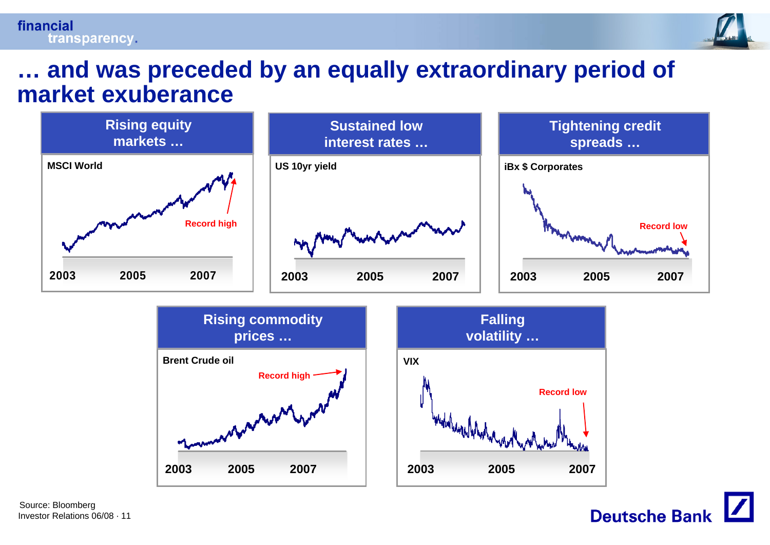# … and was preceded by an equally extraordinary period of market exuberance

## Rising equity markets …

**MSCI World**

Record high

2003 2005 2007

## Sustained low interest rates …

**US 10yr yield**

2003 2005 2007

## Tightening credit spreads …

**iBx $ Corporates**

Record low

2003 2005 2007

## Rising commodity prices …

**Brent Crude oil**

Record high

2003 2005 2007

## Falling volatility …

**VIX**

Record low

2003 2005 2007

Source: Bloomberg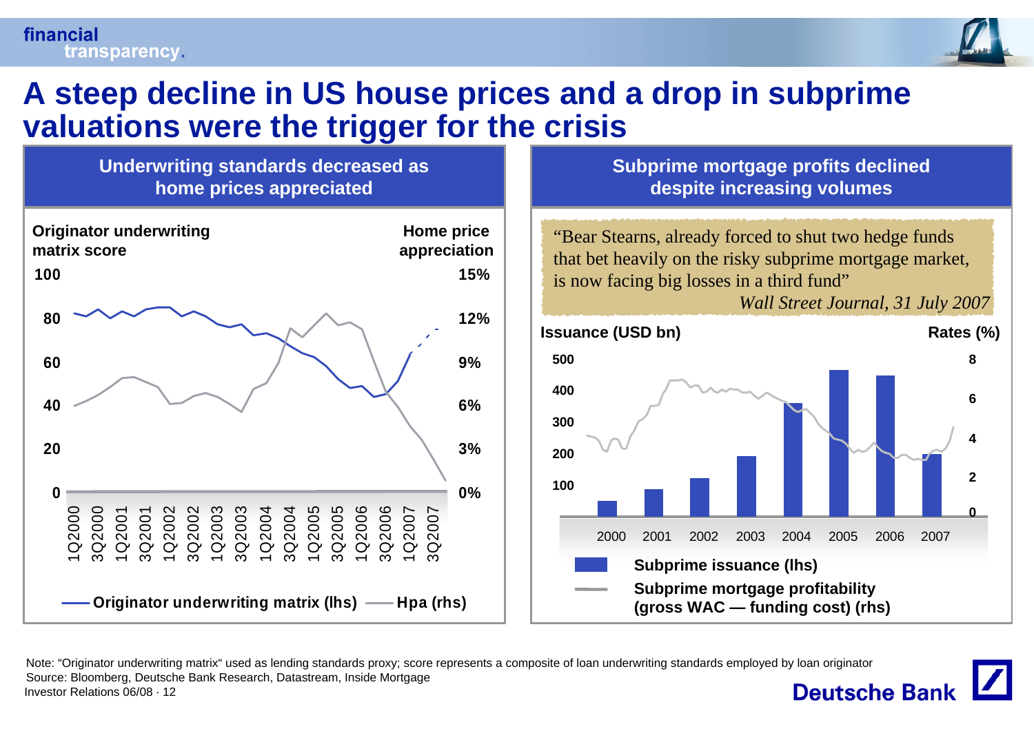# A steep decline in US house prices and a drop in subprime valuations were the trigger for the crisis

## Underwriting standards decreased as home prices appreciated

Originator underwriting matrix score | Home price appreciation

100 | 15%
80 | 12%
60 | 9%
40 | 6%
20 | 3%
0 | 0%

1Q2000, 3Q2000, 1Q2001, 3Q2001, 1Q2002, 3Q2002, 1Q2003, 3Q2003, 1Q2004, 3Q2004, 1Q2005, 3Q2005, 1Q2006, 3Q2006, 1Q2007, 3Q2007

Originator underwriting matrix (lhs) — Hpa (rhs)

## Subprime mortgage profits declined despite increasing volumes

"Bear Stearns, already forced to shut two hedge funds that bet heavily on the risky subprime mortgage market, is now facing big losses in a third fund"

*Wall Street Journal, 31 July 2007*

Issuance (USD bn) | Rates (%)

500 | 8
400 | 6
300 | 4
200 | 2
100 | 0

2000, 2001, 2002, 2003, 2004, 2005, 2006, 2007

**Subprime issuance (lhs)**

**Subprime mortgage profitability (gross WAC — funding cost) (rhs)**

Note: "Originator underwriting matrix" used as lending standards proxy; score represents a composite of loan underwriting standards employed by loan originator

Source: Bloomberg, Deutsche Bank Research, Datastream, Inside Mortgage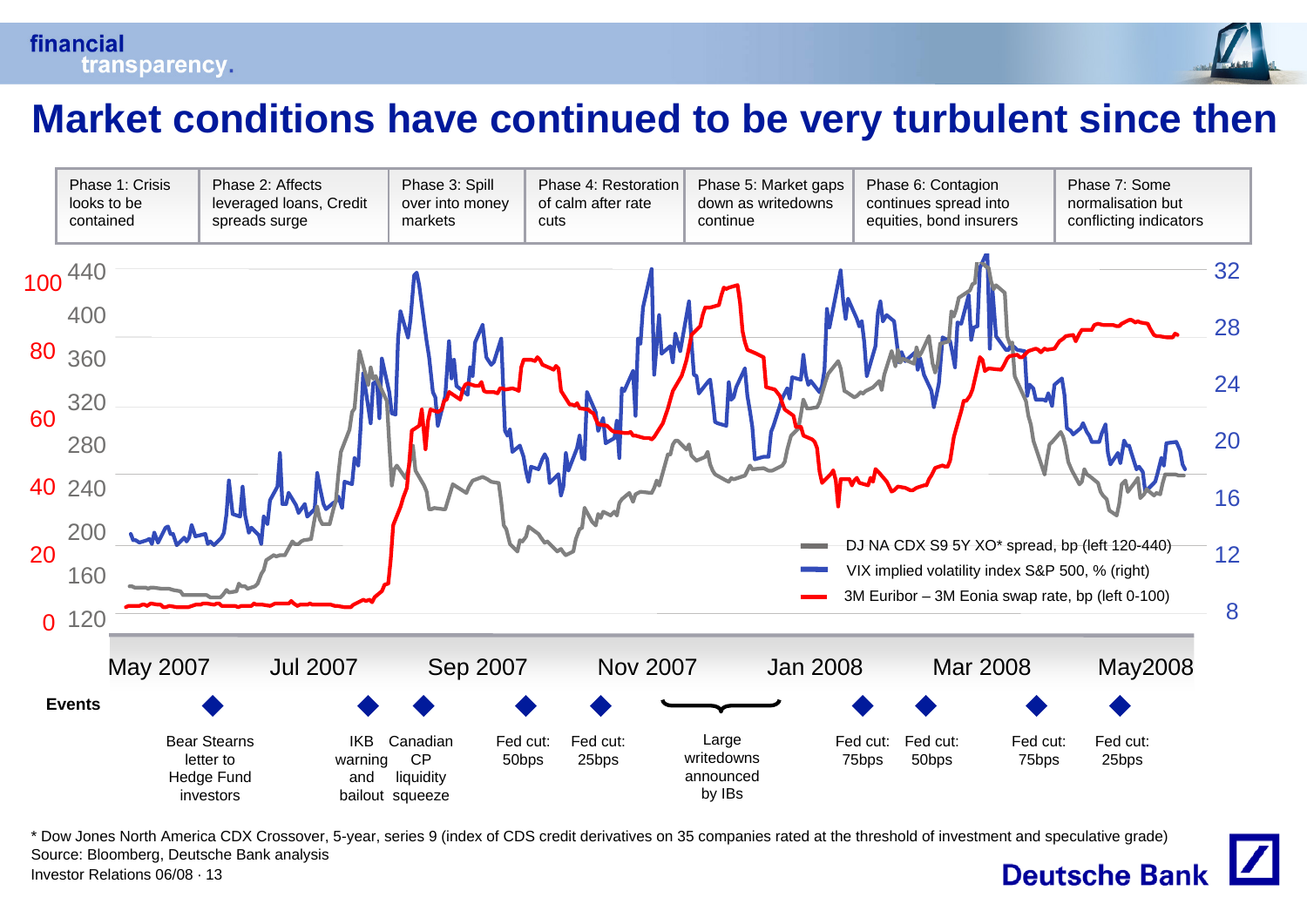# Market conditions have continued to be very turbulent since then

| Phase 1: Crisis looks to be contained | Phase 2: Affects leveraged loans, Credit spreads surge | Phase 3: Spill over into money markets | Phase 4: Restoration of calm after rate cuts | Phase 5: Market gaps down as writedowns continue | Phase 6: Contagion continues spread into equities, bond insurers | Phase 7: Some normalisation but conflicting indicators |
|---|---|---|---|---|---|---|

- DJ NA CDX S9 5Y XO* spread, bp (left 120-440)
- VIX implied volatility index S&P 500, % (right)
- 3M Euribor – 3M Eonia swap rate, bp (left 0-100)

May 2007 · Jul 2007 · Sep 2007 · Nov 2007 · Jan 2008 · Mar 2008 · May2008

**Events**

- Bear Stearns letter to Hedge Fund investors
- IKB warning and bailout
- Canadian CP liquidity squeeze
- Fed cut: 50bps
- Fed cut: 25bps
- Large writedowns announced by IBs
- Fed cut: 75bps
- Fed cut: 50bps
- Fed cut: 75bps
- Fed cut: 25bps

* Dow Jones North America CDX Crossover, 5-year, series 9 (index of CDS credit derivatives on 35 companies rated at the threshold of investment and speculative grade)

Source: Bloomberg, Deutsche Bank analysis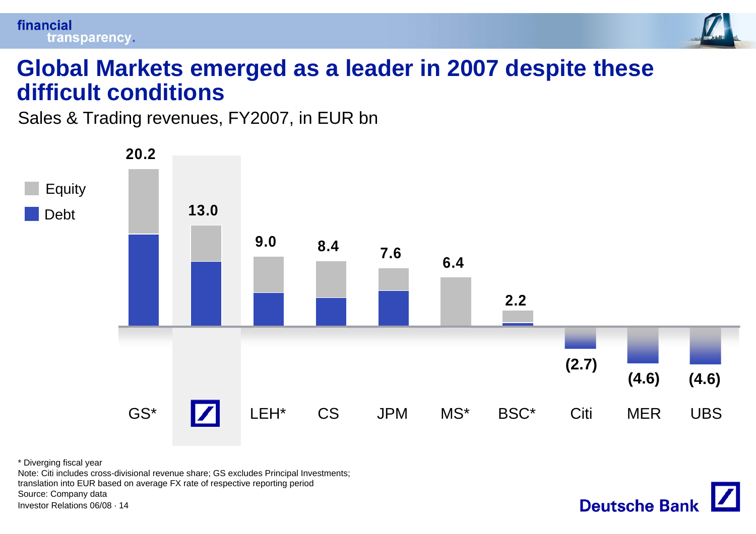# Global Markets emerged as a leader in 2007 despite these difficult conditions

Sales & Trading revenues, FY2007, in EUR bn

| | GS* | Deutsche Bank | LEH* | CS | JPM | MS* | BSC* | Citi | MER | UBS |
|---|---|---|---|---|---|---|---|---|---|---|
| Total | 20.2 | 13.0 | 9.0 | 8.4 | 7.6 | 6.4 | 2.2 | (2.7) | (4.6) | (4.6) |

Legend: Equity, Debt

\* Diverging fiscal year

Note: Citi includes cross-divisional revenue share; GS excludes Principal Investments; translation into EUR based on average FX rate of respective reporting period

Source: Company data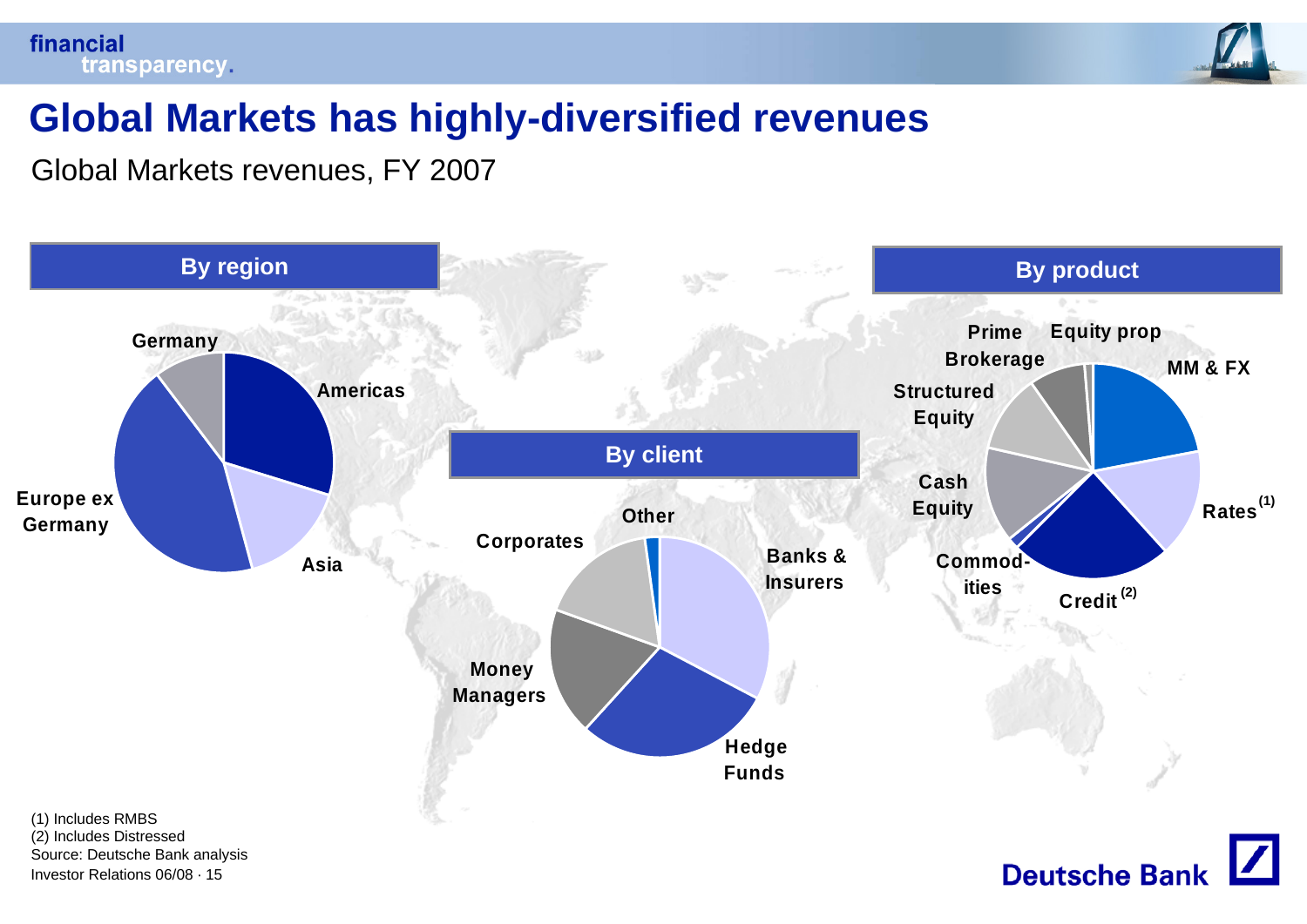# Global Markets has highly-diversified revenues

Global Markets revenues, FY 2007

## By region

Germany

Americas

Europe ex Germany

Asia

## By client

Other

Corporates

Banks & Insurers

Money Managers

Hedge Funds

## By product

Prime Brokerage

Equity prop

MM & FX

Structured Equity

Cash Equity

Rates [1]

Commodities

Credit [2]

(1) Includes RMBS
(2) Includes Distressed
Source: Deutsche Bank analysis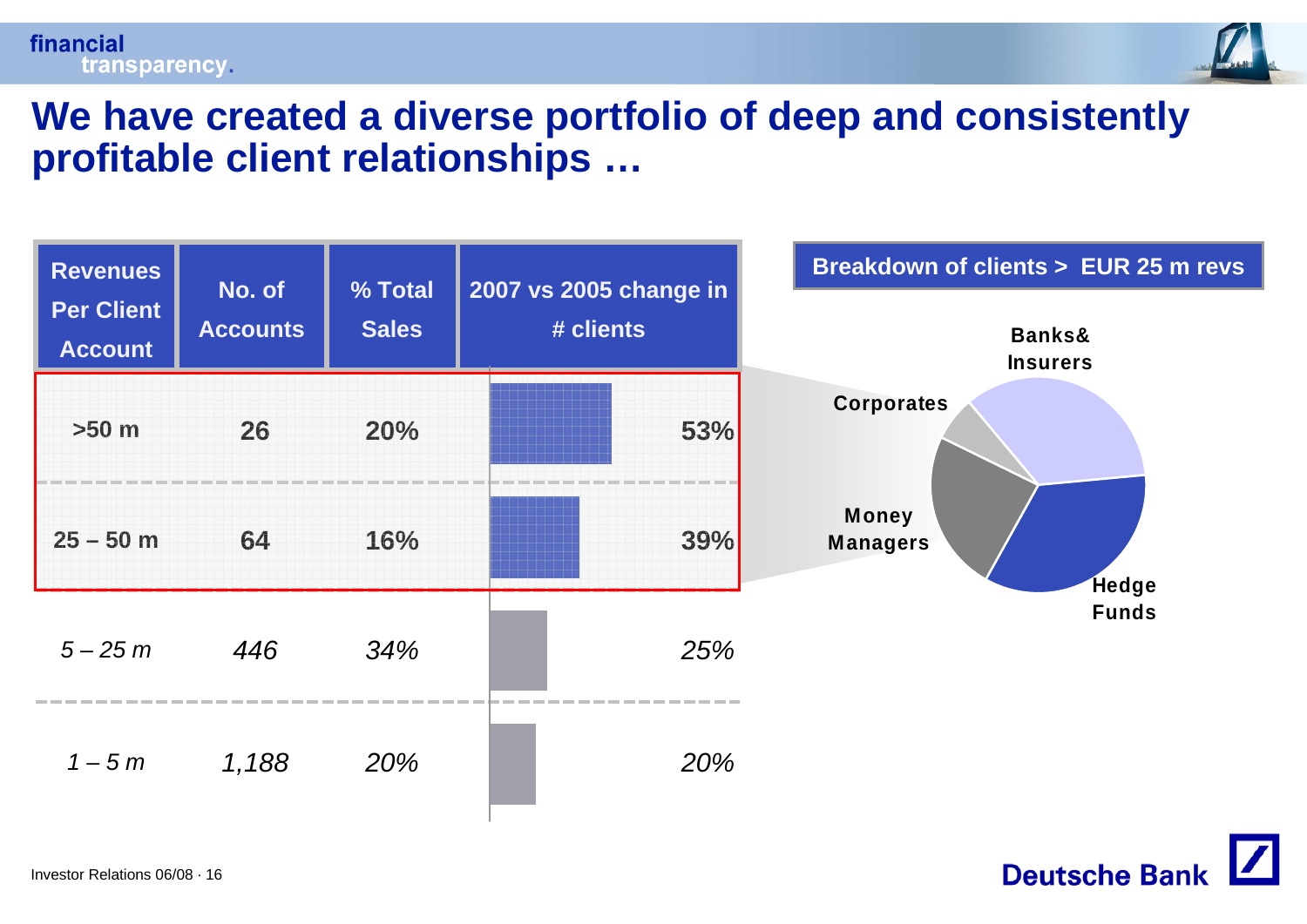# We have created a diverse portfolio of deep and consistently profitable client relationships …

| Revenues Per Client Account | No. of Accounts | % Total Sales | 2007 vs 2005 change in # clients |
|---|---|---|---|
| >50 m | 26 | 20% | 53% |
| 25 – 50 m | 64 | 16% | 39% |
| *5 – 25 m* | *446* | *34%* | *25%* |
| *1 – 5 m* | *1,188* | *20%* | *20%* |

**Breakdown of clients > EUR 25 m revs**

- Banks& Insurers
- Hedge Funds
- Money Managers
- Corporates

Investor Relations 06/08 · 16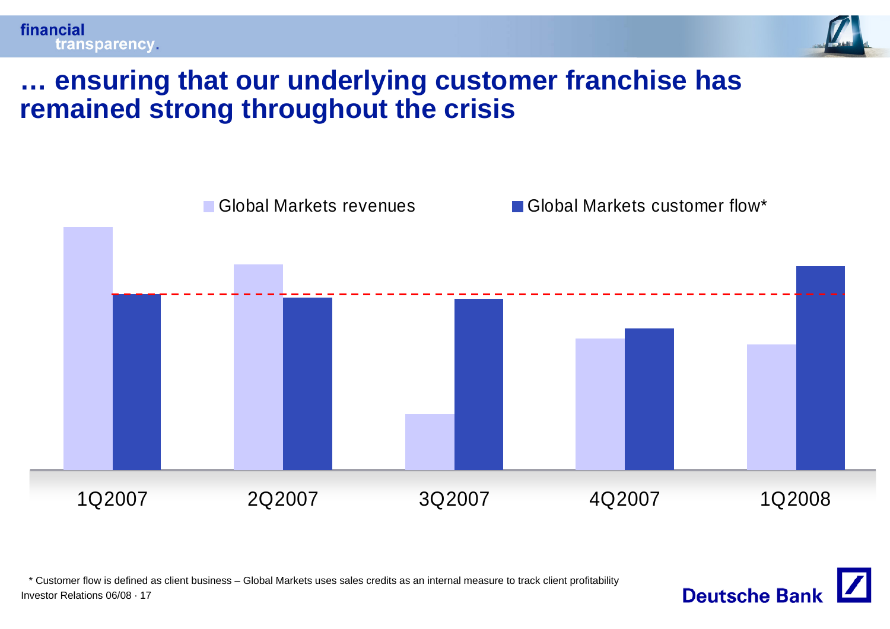# … ensuring that our underlying customer franchise has remained strong throughout the crisis

Global Markets revenues | Global Markets customer flow*

1Q2007 | 2Q2007 | 3Q2007 | 4Q2007 | 1Q2008

\* Customer flow is defined as client business – Global Markets uses sales credits as an internal measure to track client profitability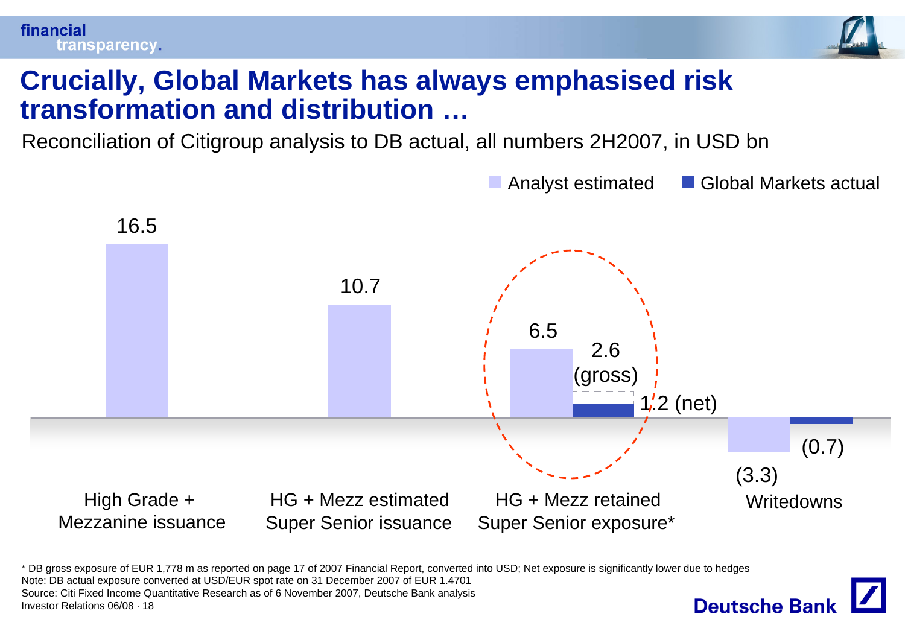# Crucially, Global Markets has always emphasised risk transformation and distribution …

Reconciliation of Citigroup analysis to DB actual, all numbers 2H2007, in USD bn

| | Analyst estimated | Global Markets actual |
|---|---|---|
| High Grade + Mezzanine issuance | 16.5 | |
| HG + Mezz estimated Super Senior issuance | 10.7 | |
| HG + Mezz retained Super Senior exposure* | 6.5 | 2.6 (gross) / 1.2 (net) |
| Writedowns | (3.3) | (0.7) |

* DB gross exposure of EUR 1,778 m as reported on page 17 of 2007 Financial Report, converted into USD; Net exposure is significantly lower due to hedges

Note: DB actual exposure converted at USD/EUR spot rate on 31 December 2007 of EUR 1.4701

Source: Citi Fixed Income Quantitative Research as of 6 November 2007, Deutsche Bank analysis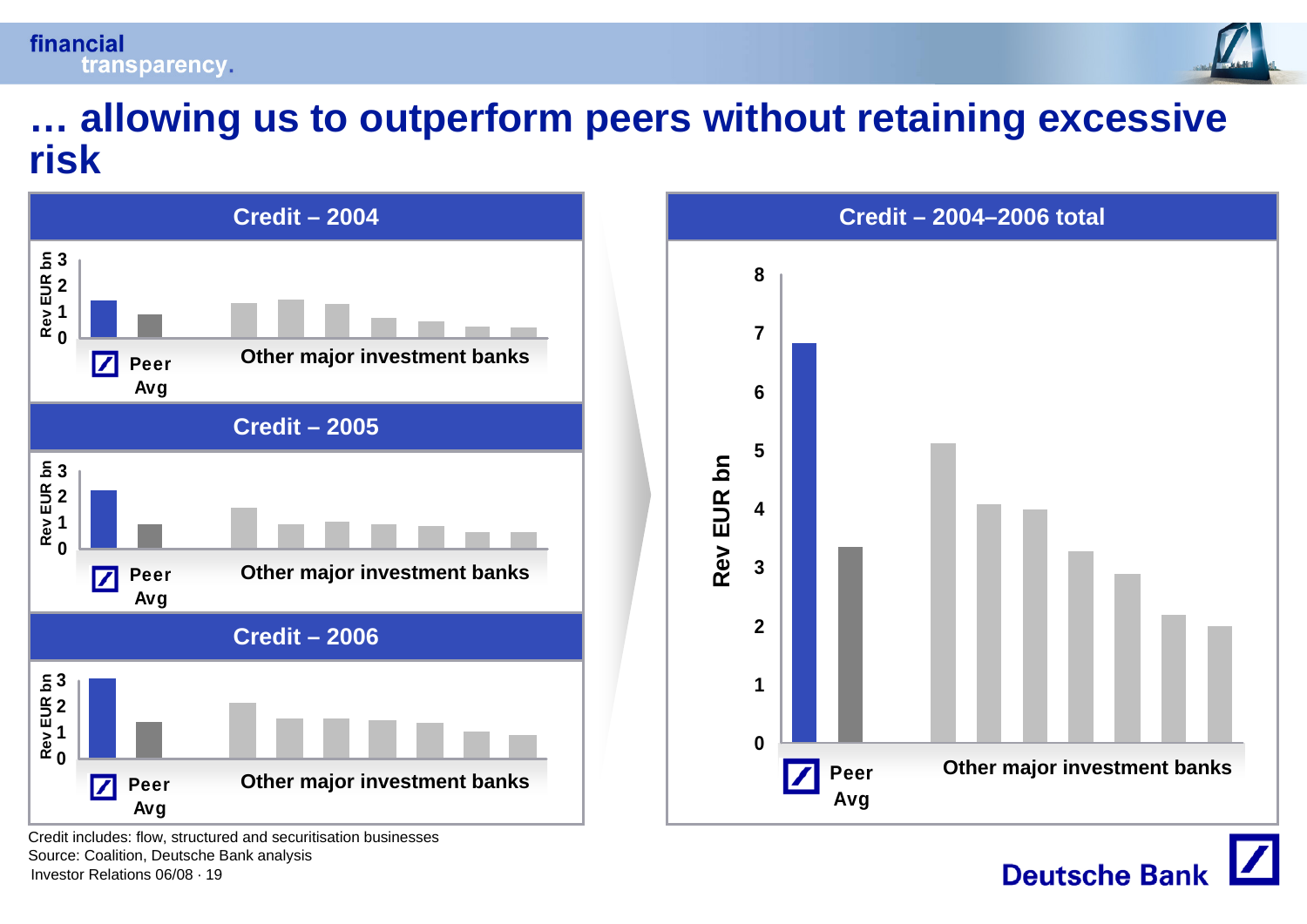# … allowing us to outperform peers without retaining excessive risk

## Credit – 2004

Rev EUR bn

3
2
1
0

Peer Avg | Other major investment banks

## Credit – 2005

Rev EUR bn

3
2
1
0

Peer Avg | Other major investment banks

## Credit – 2006

Rev EUR bn

3
2
1
0

Peer Avg | Other major investment banks

## Credit – 2004–2006 total

Rev EUR bn

8
7
6
5
4
3
2
1
0

Peer Avg | Other major investment banks

Credit includes: flow, structured and securitisation businesses

Source: Coalition, Deutsche Bank analysis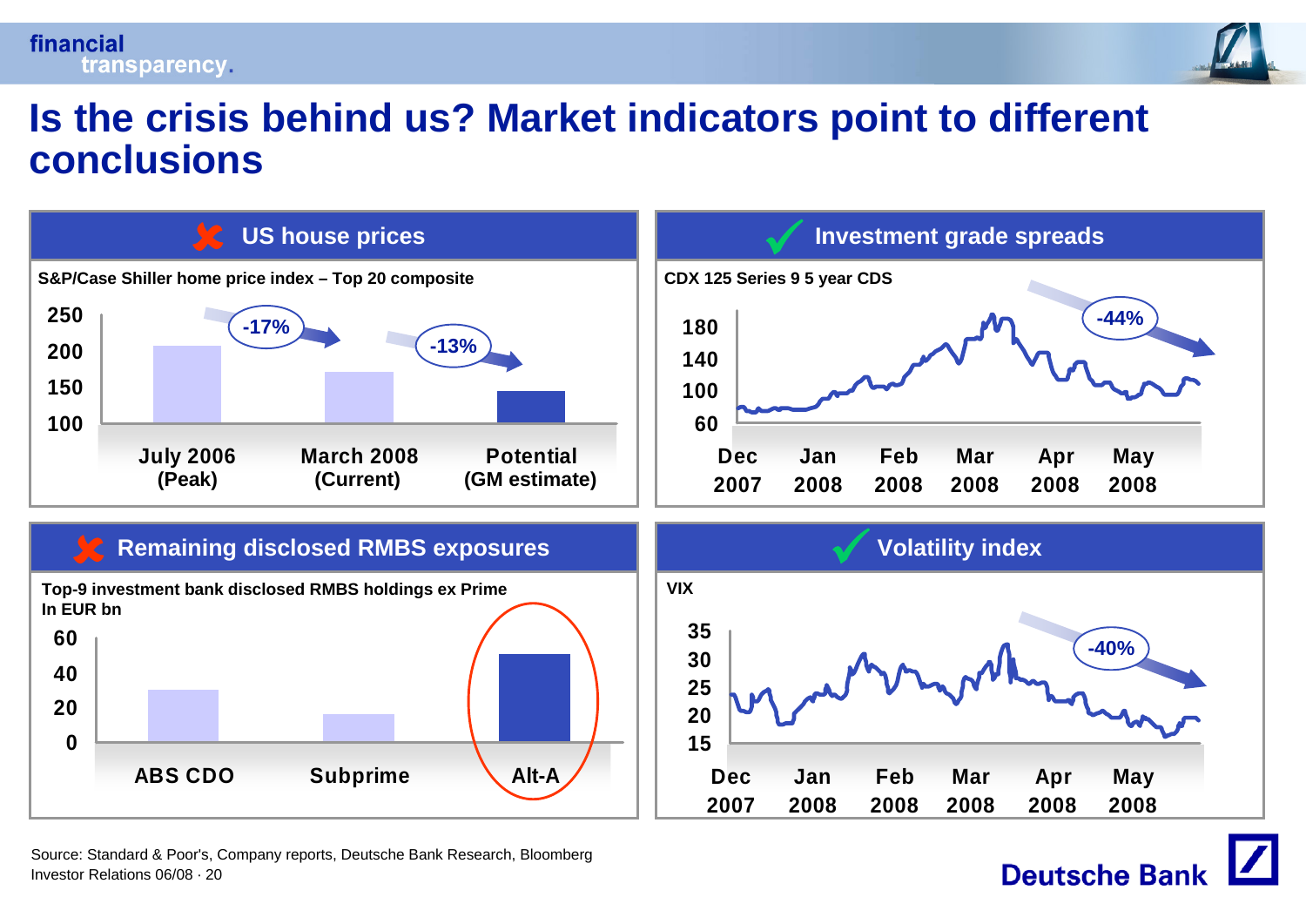# Is the crisis behind us? Market indicators point to different conclusions

## ✘ US house prices

S&P/Case Shiller home price index – Top 20 composite

| July 2006 (Peak) | March 2008 (Current) | Potential (GM estimate) |
|---|---|---|

-17% (July 2006 to March 2008); -13% (March 2008 to Potential)

## ✔ Investment grade spreads

CDX 125 Series 9 5 year CDS

Dec 2007 – May 2008: -44%

## ✘ Remaining disclosed RMBS exposures

Top-9 investment bank disclosed RMBS holdings ex Prime
In EUR bn

| ABS CDO | Subprime | Alt-A |
|---|---|---|

## ✔ Volatility index

VIX

Dec 2007 – May 2008: -40%

Source: Standard & Poor's, Company reports, Deutsche Bank Research, Bloomberg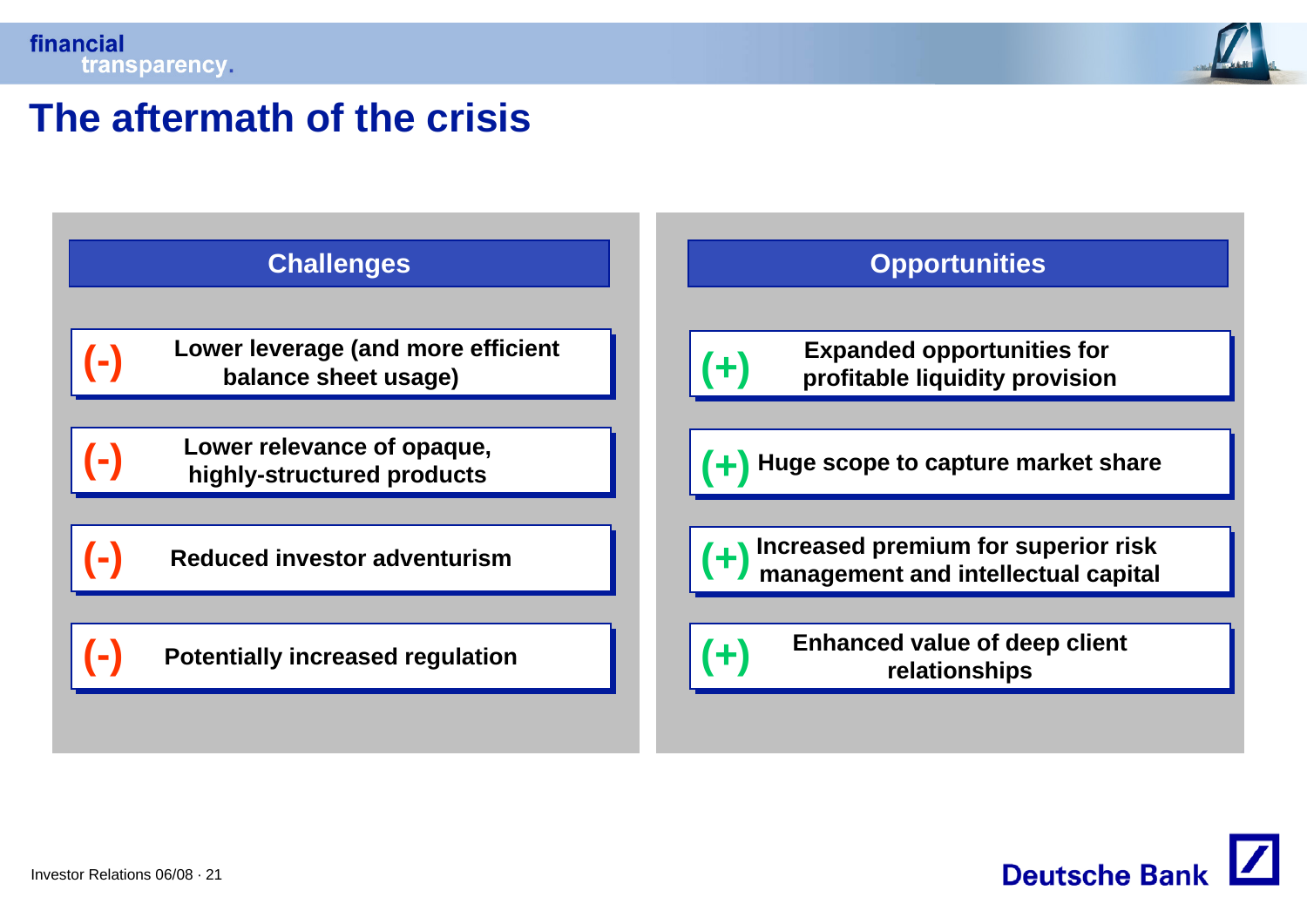# The aftermath of the crisis

## Challenges

- (-) Lower leverage (and more efficient balance sheet usage)
- (-) Lower relevance of opaque, highly-structured products
- (-) Reduced investor adventurism
- (-) Potentially increased regulation

## Opportunities

- (+) Expanded opportunities for profitable liquidity provision
- (+) Huge scope to capture market share
- (+) Increased premium for superior risk management and intellectual capital
- (+) Enhanced value of deep client relationships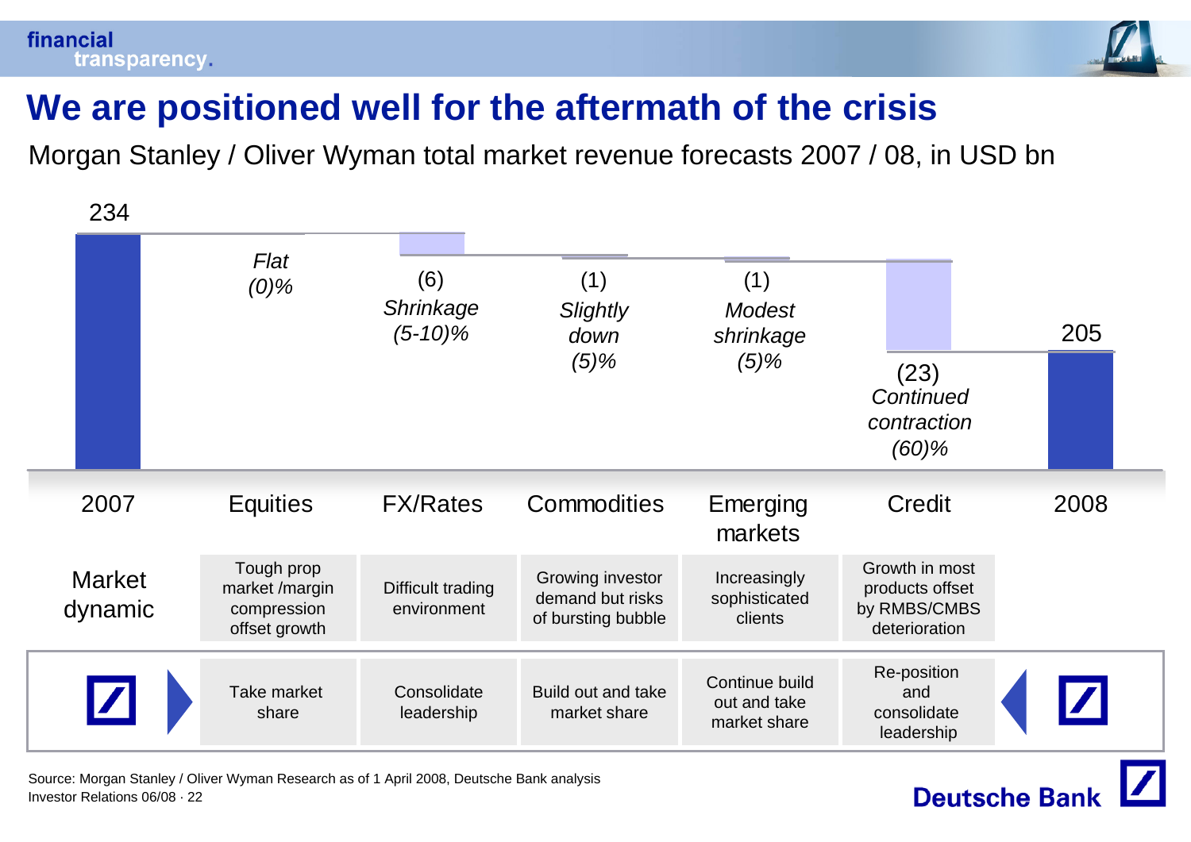# We are positioned well for the aftermath of the crisis

Morgan Stanley / Oliver Wyman total market revenue forecasts 2007 / 08, in USD bn

| | 2007 | Equities | FX/Rates | Commodities | Emerging markets | Credit | 2008 |
|---|---|---|---|---|---|---|---|
| Revenue (USD bn) | 234 | *Flat (0)%* | (6) *Shrinkage (5-10)%* | (1) *Slightly down (5)%* | (1) *Modest shrinkage (5)%* | (23) *Continued contraction (60)%* | 205 |
| Market dynamic | | Tough prop market /margin compression offset growth | Difficult trading environment | Growing investor demand but risks of bursting bubble | Increasingly sophisticated clients | Growth in most products offset by RMBS/CMBS deterioration | |
| Deutsche Bank | | Take market share | Consolidate leadership | Build out and take market share | Continue build out and take market share | Re-position and consolidate leadership | |

Source: Morgan Stanley / Oliver Wyman Research as of 1 April 2008, Deutsche Bank analysis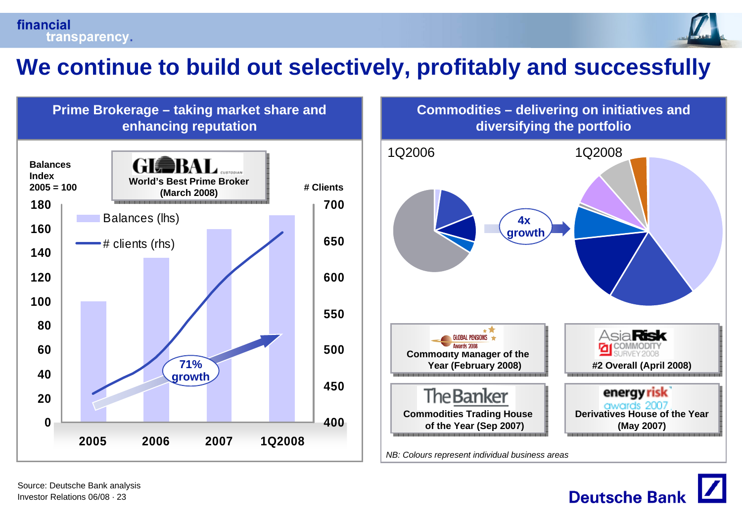# We continue to build out selectively, profitably and successfully

## Prime Brokerage – taking market share and enhancing reputation

Balances Index 2005 = 100

GLOBAL CUSTODIAN — World's Best Prime Broker (March 2008)

# Clients

- Balances (lhs)
- # clients (rhs)

71% growth

| | 2005 | 2006 | 2007 | 1Q2008 |
|---|---|---|---|---|

## Commodities – delivering on initiatives and diversifying the portfolio

1Q2006 → 4x growth → 1Q2008

- GLOBAL PENSIONS Awards 2008 — Commodity Manager of the Year (February 2008)
- AsiaRisk COMMODITY SURVEY 2008 — #2 Overall (April 2008)
- The Banker — Commodities Trading House of the Year (Sep 2007)
- energy risk awards 2007 — Derivatives House of the Year (May 2007)

*NB: Colours represent individual business areas*

Source: Deutsche Bank analysis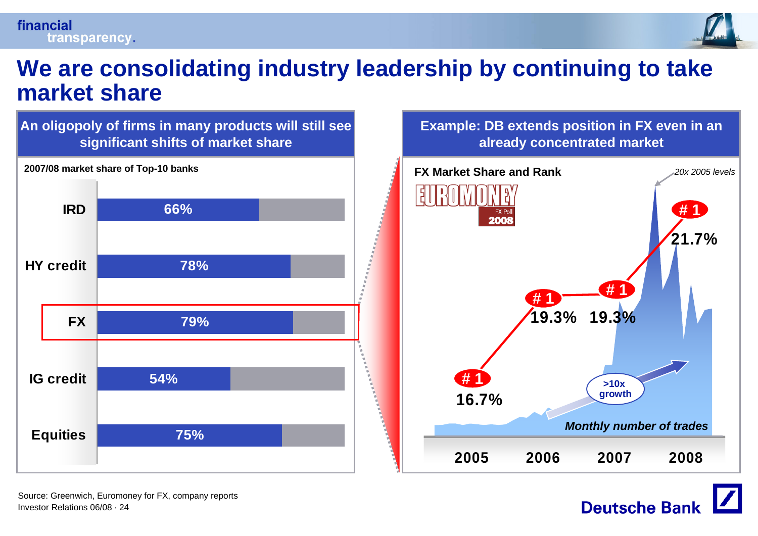# We are consolidating industry leadership by continuing to take market share

## An oligopoly of firms in many products will still see significant shifts of market share

**2007/08 market share of Top-10 banks**

| Product | Market share |
| --- | --- |
| IRD | 66% |
| HY credit | 78% |
| FX | 79% |
| IG credit | 54% |
| Equities | 75% |

## Example: DB extends position in FX even in an already concentrated market

**FX Market Share and Rank**

EUROMONEY FX Poll 2008

| Year | Rank | Market share |
| --- | --- | --- |
| 2005 | # 1 | 16.7% |
| 2006 | # 1 | 19.3% |
| 2007 | # 1 | 19.3% |
| 2008 | # 1 | 21.7% |

*Monthly number of trades*: >10x growth; *20x 2005 levels*

Source: Greenwich, Euromoney for FX, company reports

Investor Relations 06/08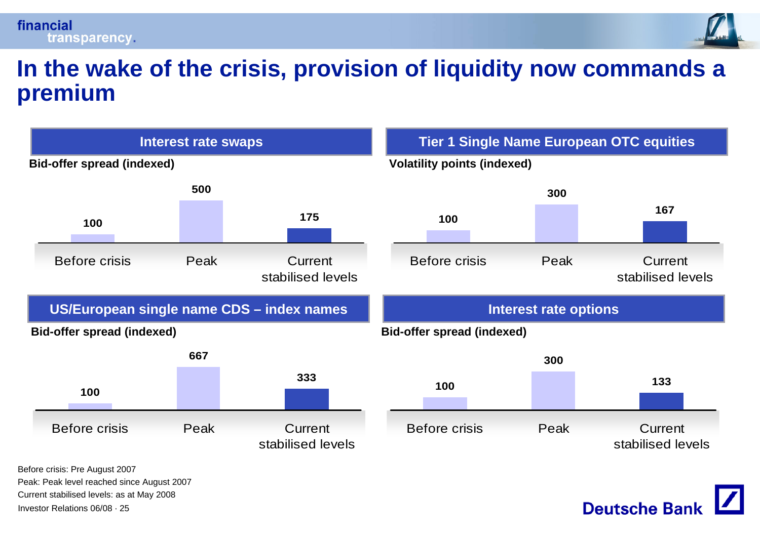# In the wake of the crisis, provision of liquidity now commands a premium

## Interest rate swaps

**Bid-offer spread (indexed)**

| Before crisis | Peak | Current stabilised levels |
|---|---|---|
| 100 | 500 | 175 |

## Tier 1 Single Name European OTC equities

**Volatility points (indexed)**

| Before crisis | Peak | Current stabilised levels |
|---|---|---|
| 100 | 300 | 167 |

## US/European single name CDS – index names

**Bid-offer spread (indexed)**

| Before crisis | Peak | Current stabilised levels |
|---|---|---|
| 100 | 667 | 333 |

## Interest rate options

**Bid-offer spread (indexed)**

| Before crisis | Peak | Current stabilised levels |
|---|---|---|
| 100 | 300 | 133 |

Before crisis: Pre August 2007
Peak: Peak level reached since August 2007
Current stabilised levels: as at May 2008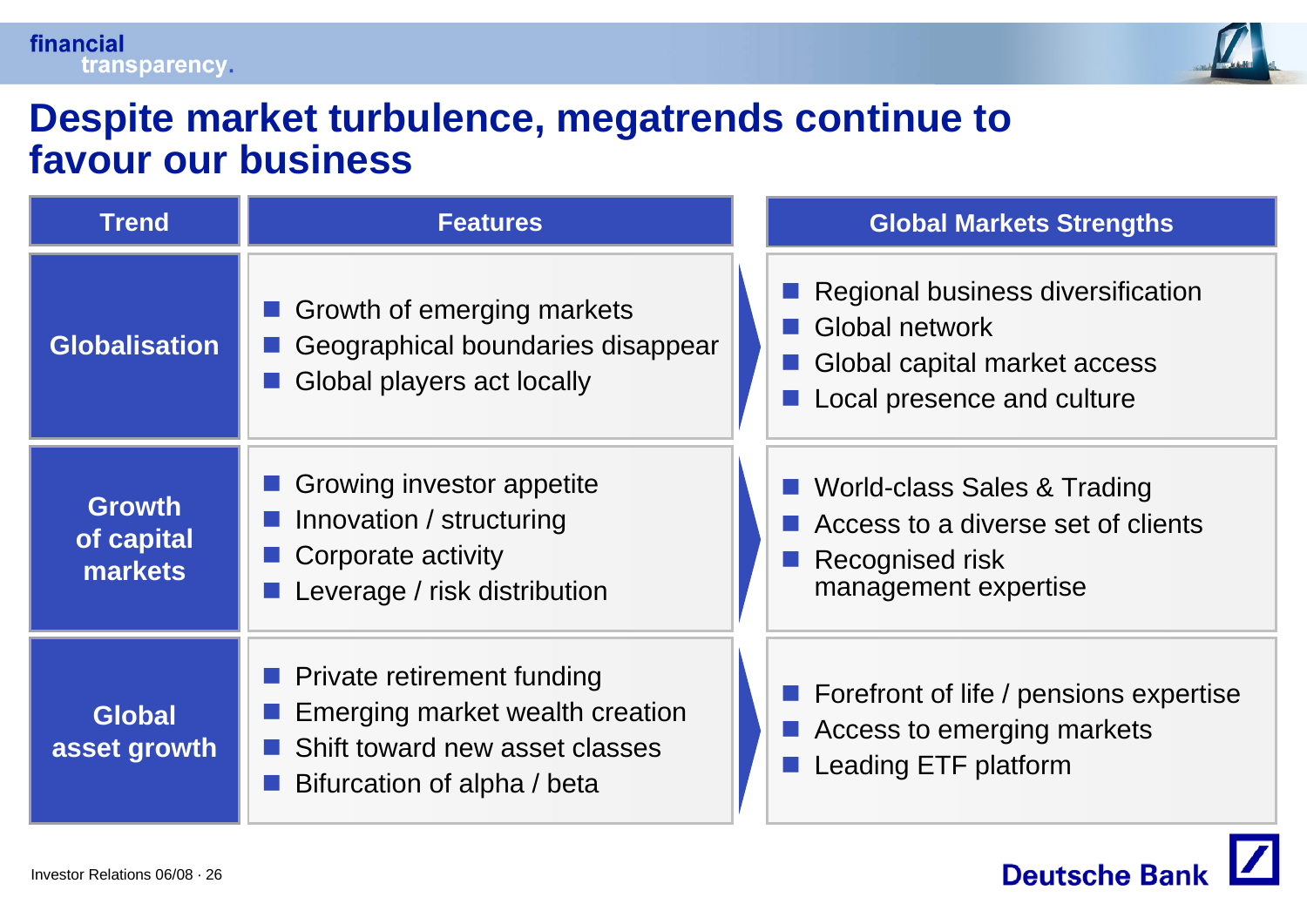# Despite market turbulence, megatrends continue to favour our business

| Trend | Features | Global Markets Strengths |
|---|---|---|
| Globalisation | ■ Growth of emerging markets<br>■ Geographical boundaries disappear<br>■ Global players act locally | ■ Regional business diversification<br>■ Global network<br>■ Global capital market access<br>■ Local presence and culture |
| Growth of capital markets | ■ Growing investor appetite<br>■ Innovation / structuring<br>■ Corporate activity<br>■ Leverage / risk distribution | ■ World-class Sales & Trading<br>■ Access to a diverse set of clients<br>■ Recognised risk management expertise |
| Global asset growth | ■ Private retirement funding<br>■ Emerging market wealth creation<br>■ Shift toward new asset classes<br>■ Bifurcation of alpha / beta | ■ Forefront of life / pensions expertise<br>■ Access to emerging markets<br>■ Leading ETF platform |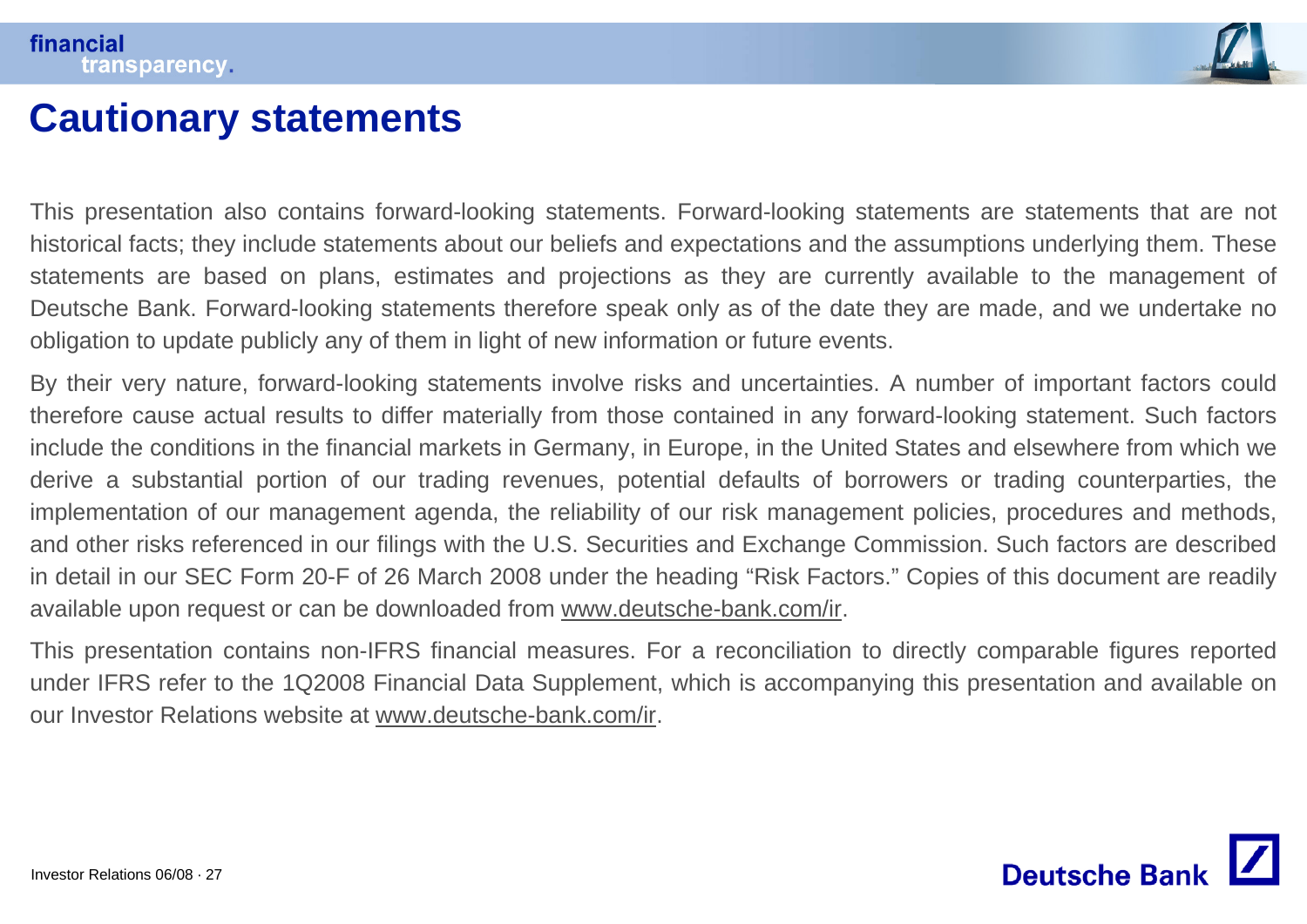# Cautionary statements

This presentation also contains forward-looking statements. Forward-looking statements are statements that are not historical facts; they include statements about our beliefs and expectations and the assumptions underlying them. These statements are based on plans, estimates and projections as they are currently available to the management of Deutsche Bank. Forward-looking statements therefore speak only as of the date they are made, and we undertake no obligation to update publicly any of them in light of new information or future events.

By their very nature, forward-looking statements involve risks and uncertainties. A number of important factors could therefore cause actual results to differ materially from those contained in any forward-looking statement. Such factors include the conditions in the financial markets in Germany, in Europe, in the United States and elsewhere from which we derive a substantial portion of our trading revenues, potential defaults of borrowers or trading counterparties, the implementation of our management agenda, the reliability of our risk management policies, procedures and methods, and other risks referenced in our filings with the U.S. Securities and Exchange Commission. Such factors are described in detail in our SEC Form 20-F of 26 March 2008 under the heading "Risk Factors." Copies of this document are readily available upon request or can be downloaded from www.deutsche-bank.com/ir.

This presentation contains non-IFRS financial measures. For a reconciliation to directly comparable figures reported under IFRS refer to the 1Q2008 Financial Data Supplement, which is accompanying this presentation and available on our Investor Relations website at www.deutsche-bank.com/ir.